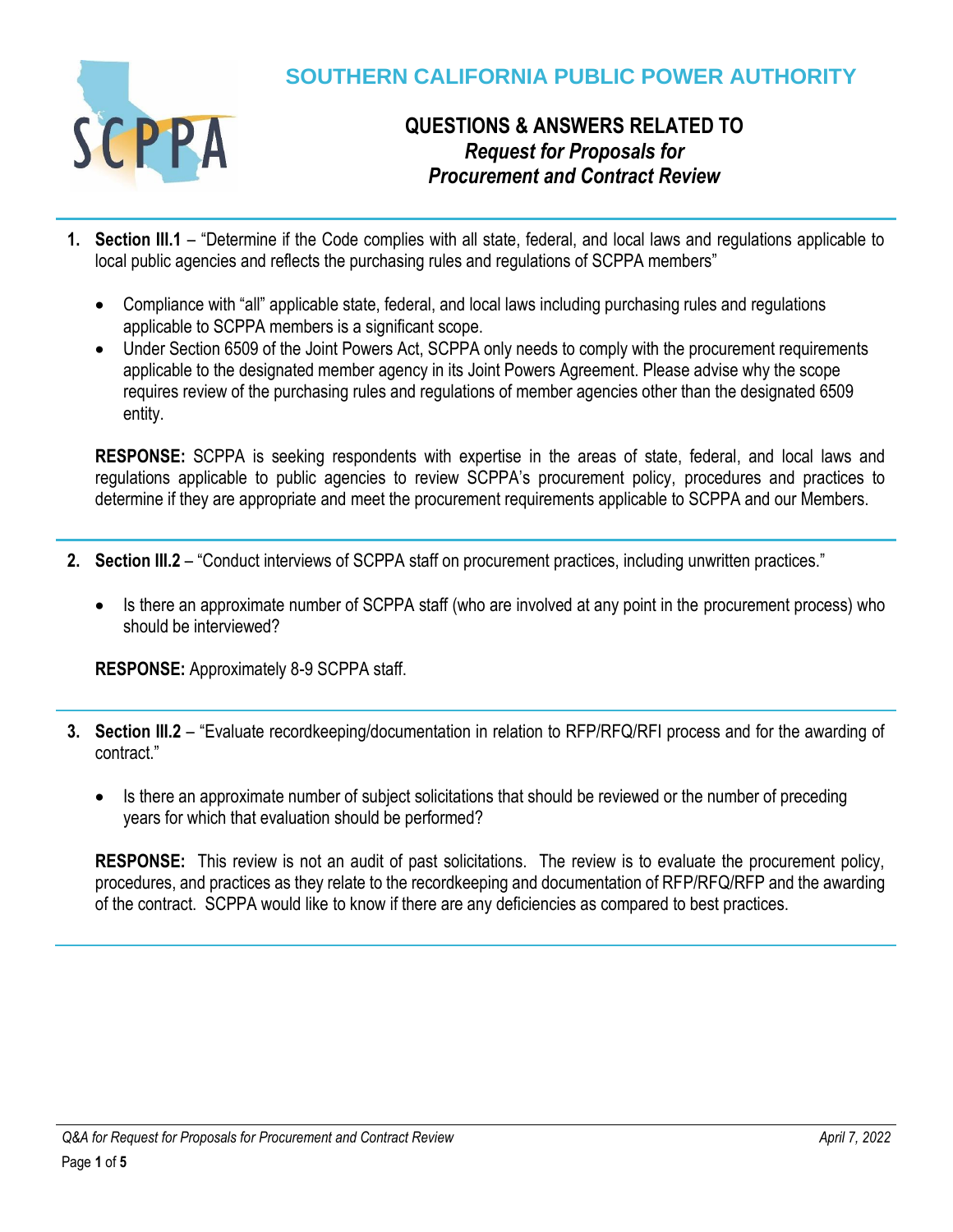# SOUTHERN CALIFORNIA PUBLIC POWER AUTHORITY

## QUESTIONS & ANSWERS RELATED TO
## *Request for Proposals for Procurement and Contract Review*

1. **Section III.1** – "Determine if the Code complies with all state, federal, and local laws and regulations applicable to local public agencies and reflects the purchasing rules and regulations of SCPPA members"

   - Compliance with "all" applicable state, federal, and local laws including purchasing rules and regulations applicable to SCPPA members is a significant scope.
   - Under Section 6509 of the Joint Powers Act, SCPPA only needs to comply with the procurement requirements applicable to the designated member agency in its Joint Powers Agreement. Please advise why the scope requires review of the purchasing rules and regulations of member agencies other than the designated 6509 entity.

   **RESPONSE:** SCPPA is seeking respondents with expertise in the areas of state, federal, and local laws and regulations applicable to public agencies to review SCPPA's procurement policy, procedures and practices to determine if they are appropriate and meet the procurement requirements applicable to SCPPA and our Members.

2. **Section III.2** – "Conduct interviews of SCPPA staff on procurement practices, including unwritten practices."

   - Is there an approximate number of SCPPA staff (who are involved at any point in the procurement process) who should be interviewed?

   **RESPONSE:** Approximately 8-9 SCPPA staff.

3. **Section III.2** – "Evaluate recordkeeping/documentation in relation to RFP/RFQ/RFI process and for the awarding of contract."

   - Is there an approximate number of subject solicitations that should be reviewed or the number of preceding years for which that evaluation should be performed?

   **RESPONSE:** This review is not an audit of past solicitations. The review is to evaluate the procurement policy, procedures, and practices as they relate to the recordkeeping and documentation of RFP/RFQ/RFP and the awarding of the contract. SCPPA would like to know if there are any deficiencies as compared to best practices.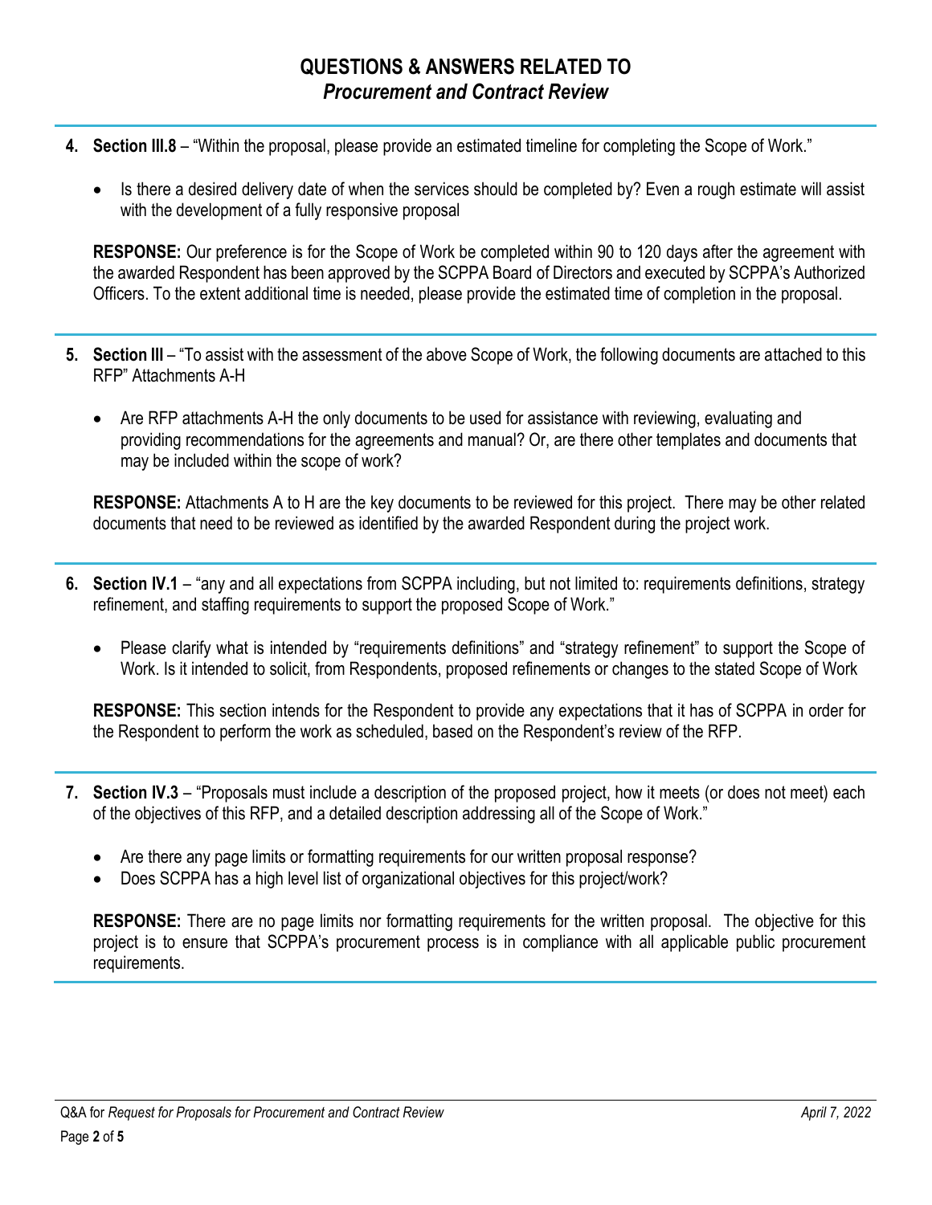## QUESTIONS & ANSWERS RELATED TO *Procurement and Contract Review*

4. **Section III.8** – "Within the proposal, please provide an estimated timeline for completing the Scope of Work."

   - Is there a desired delivery date of when the services should be completed by? Even a rough estimate will assist with the development of a fully responsive proposal

   **RESPONSE:** Our preference is for the Scope of Work be completed within 90 to 120 days after the agreement with the awarded Respondent has been approved by the SCPPA Board of Directors and executed by SCPPA's Authorized Officers. To the extent additional time is needed, please provide the estimated time of completion in the proposal.

5. **Section III** – "To assist with the assessment of the above Scope of Work, the following documents are attached to this RFP" Attachments A-H

   - Are RFP attachments A-H the only documents to be used for assistance with reviewing, evaluating and providing recommendations for the agreements and manual? Or, are there other templates and documents that may be included within the scope of work?

   **RESPONSE:** Attachments A to H are the key documents to be reviewed for this project. There may be other related documents that need to be reviewed as identified by the awarded Respondent during the project work.

6. **Section IV.1** – "any and all expectations from SCPPA including, but not limited to: requirements definitions, strategy refinement, and staffing requirements to support the proposed Scope of Work."

   - Please clarify what is intended by "requirements definitions" and "strategy refinement" to support the Scope of Work. Is it intended to solicit, from Respondents, proposed refinements or changes to the stated Scope of Work

   **RESPONSE:** This section intends for the Respondent to provide any expectations that it has of SCPPA in order for the Respondent to perform the work as scheduled, based on the Respondent's review of the RFP.

7. **Section IV.3** – "Proposals must include a description of the proposed project, how it meets (or does not meet) each of the objectives of this RFP, and a detailed description addressing all of the Scope of Work."

   - Are there any page limits or formatting requirements for our written proposal response?
   - Does SCPPA has a high level list of organizational objectives for this project/work?

   **RESPONSE:** There are no page limits nor formatting requirements for the written proposal. The objective for this project is to ensure that SCPPA's procurement process is in compliance with all applicable public procurement requirements.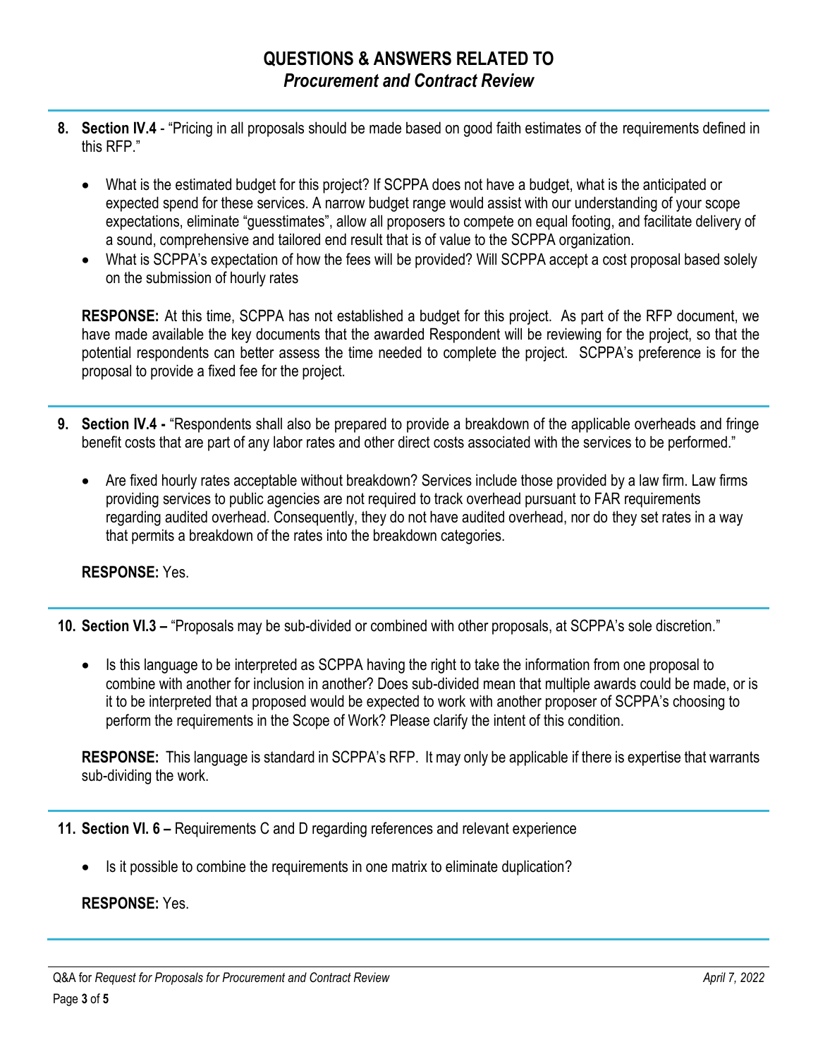# QUESTIONS & ANSWERS RELATED TO
## *Procurement and Contract Review*

8. **Section IV.4** - "Pricing in all proposals should be made based on good faith estimates of the requirements defined in this RFP."

   - What is the estimated budget for this project? If SCPPA does not have a budget, what is the anticipated or expected spend for these services. A narrow budget range would assist with our understanding of your scope expectations, eliminate "guesstimates", allow all proposers to compete on equal footing, and facilitate delivery of a sound, comprehensive and tailored end result that is of value to the SCPPA organization.
   - What is SCPPA's expectation of how the fees will be provided? Will SCPPA accept a cost proposal based solely on the submission of hourly rates

   **RESPONSE:** At this time, SCPPA has not established a budget for this project. As part of the RFP document, we have made available the key documents that the awarded Respondent will be reviewing for the project, so that the potential respondents can better assess the time needed to complete the project. SCPPA's preference is for the proposal to provide a fixed fee for the project.

9. **Section IV.4 -** "Respondents shall also be prepared to provide a breakdown of the applicable overheads and fringe benefit costs that are part of any labor rates and other direct costs associated with the services to be performed."

   - Are fixed hourly rates acceptable without breakdown? Services include those provided by a law firm. Law firms providing services to public agencies are not required to track overhead pursuant to FAR requirements regarding audited overhead. Consequently, they do not have audited overhead, nor do they set rates in a way that permits a breakdown of the rates into the breakdown categories.

   **RESPONSE:** Yes.

10. **Section VI.3 –** "Proposals may be sub-divided or combined with other proposals, at SCPPA's sole discretion."

    - Is this language to be interpreted as SCPPA having the right to take the information from one proposal to combine with another for inclusion in another? Does sub-divided mean that multiple awards could be made, or is it to be interpreted that a proposed would be expected to work with another proposer of SCPPA's choosing to perform the requirements in the Scope of Work? Please clarify the intent of this condition.

    **RESPONSE:** This language is standard in SCPPA's RFP. It may only be applicable if there is expertise that warrants sub-dividing the work.

11. **Section VI. 6 –** Requirements C and D regarding references and relevant experience

    - Is it possible to combine the requirements in one matrix to eliminate duplication?

    **RESPONSE:** Yes.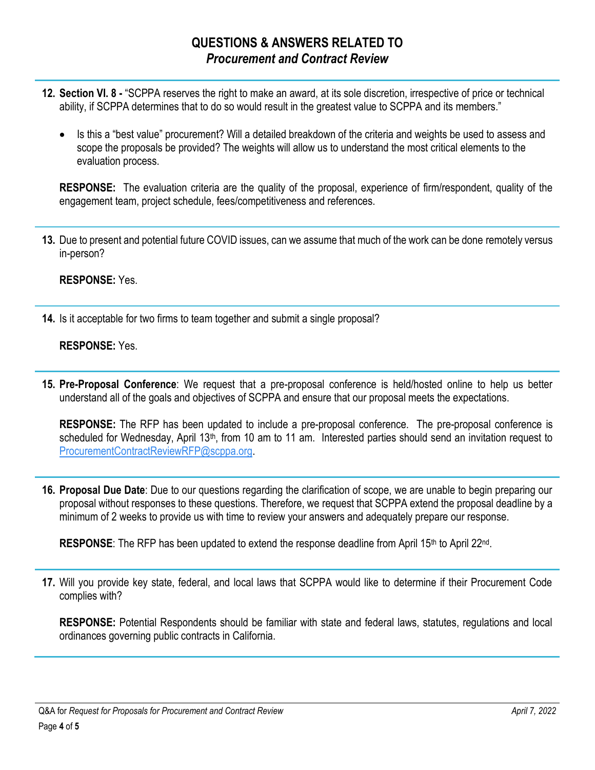# QUESTIONS & ANSWERS RELATED TO
## *Procurement and Contract Review*

---

**12. Section VI. 8 -** "SCPPA reserves the right to make an award, at its sole discretion, irrespective of price or technical ability, if SCPPA determines that to do so would result in the greatest value to SCPPA and its members."

- Is this a "best value" procurement? Will a detailed breakdown of the criteria and weights be used to assess and scope the proposals be provided? The weights will allow us to understand the most critical elements to the evaluation process.

**RESPONSE:** The evaluation criteria are the quality of the proposal, experience of firm/respondent, quality of the engagement team, project schedule, fees/competitiveness and references.

---

**13.** Due to present and potential future COVID issues, can we assume that much of the work can be done remotely versus in-person?

**RESPONSE:** Yes.

---

**14.** Is it acceptable for two firms to team together and submit a single proposal?

**RESPONSE:** Yes.

---

**15. Pre-Proposal Conference**: We request that a pre-proposal conference is held/hosted online to help us better understand all of the goals and objectives of SCPPA and ensure that our proposal meets the expectations.

**RESPONSE:** The RFP has been updated to include a pre-proposal conference. The pre-proposal conference is scheduled for Wednesday, April 13th, from 10 am to 11 am. Interested parties should send an invitation request to ProcurementContractReviewRFP@scppa.org.

---

**16. Proposal Due Date**: Due to our questions regarding the clarification of scope, we are unable to begin preparing our proposal without responses to these questions. Therefore, we request that SCPPA extend the proposal deadline by a minimum of 2 weeks to provide us with time to review your answers and adequately prepare our response.

**RESPONSE**: The RFP has been updated to extend the response deadline from April 15th to April 22nd.

---

**17.** Will you provide key state, federal, and local laws that SCPPA would like to determine if their Procurement Code complies with?

**RESPONSE:** Potential Respondents should be familiar with state and federal laws, statutes, regulations and local ordinances governing public contracts in California.

---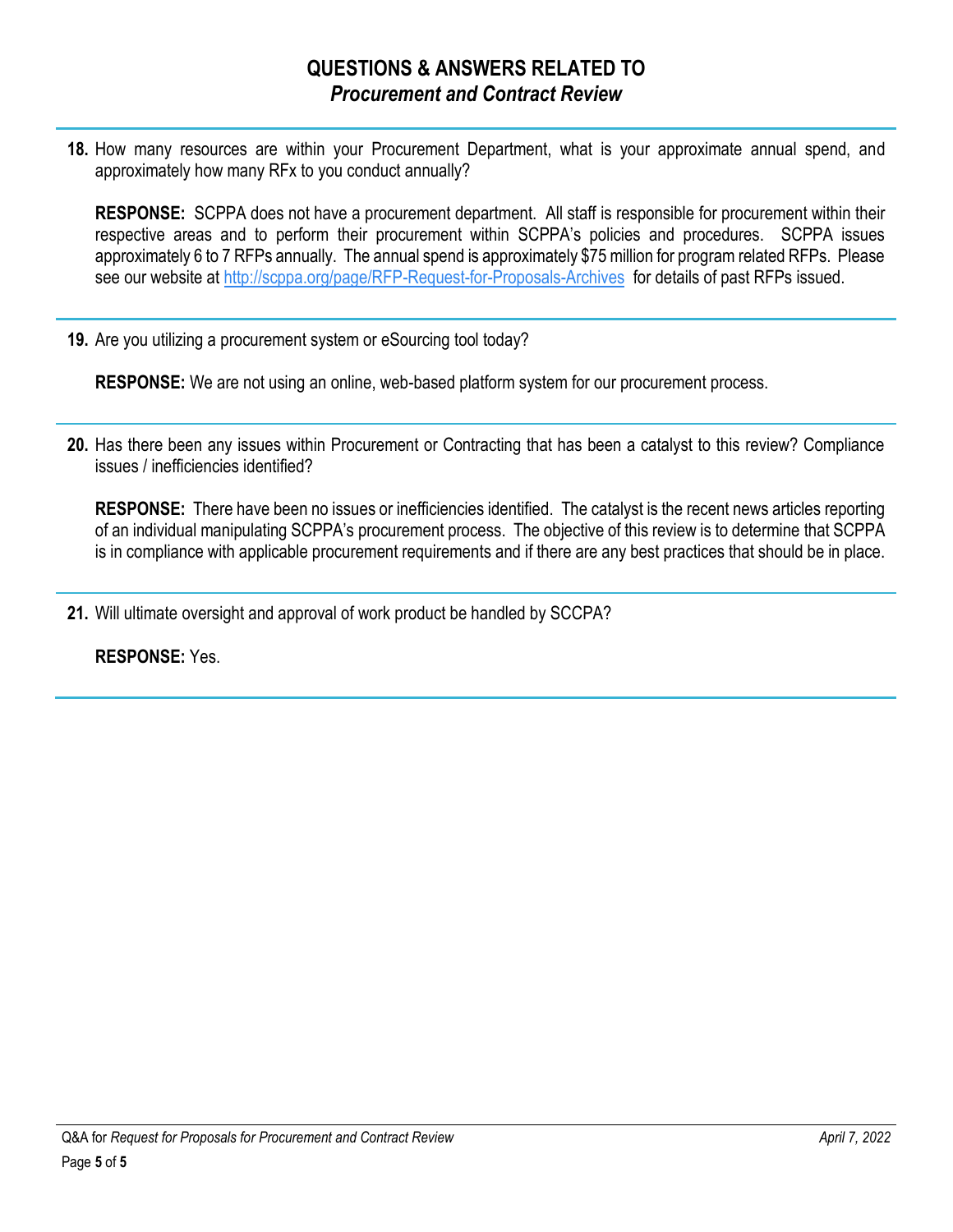## QUESTIONS & ANSWERS RELATED TO
## *Procurement and Contract Review*

---

**18.** How many resources are within your Procurement Department, what is your approximate annual spend, and approximately how many RFx to you conduct annually?

**RESPONSE:** SCPPA does not have a procurement department. All staff is responsible for procurement within their respective areas and to perform their procurement within SCPPA's policies and procedures. SCPPA issues approximately 6 to 7 RFPs annually. The annual spend is approximately $75 million for program related RFPs. Please see our website at http://scppa.org/page/RFP-Request-for-Proposals-Archives for details of past RFPs issued.

---

**19.** Are you utilizing a procurement system or eSourcing tool today?

**RESPONSE:** We are not using an online, web-based platform system for our procurement process.

---

**20.** Has there been any issues within Procurement or Contracting that has been a catalyst to this review? Compliance issues / inefficiencies identified?

**RESPONSE:** There have been no issues or inefficiencies identified. The catalyst is the recent news articles reporting of an individual manipulating SCPPA's procurement process. The objective of this review is to determine that SCPPA is in compliance with applicable procurement requirements and if there are any best practices that should be in place.

---

**21.** Will ultimate oversight and approval of work product be handled by SCCPA?

**RESPONSE:** Yes.

---